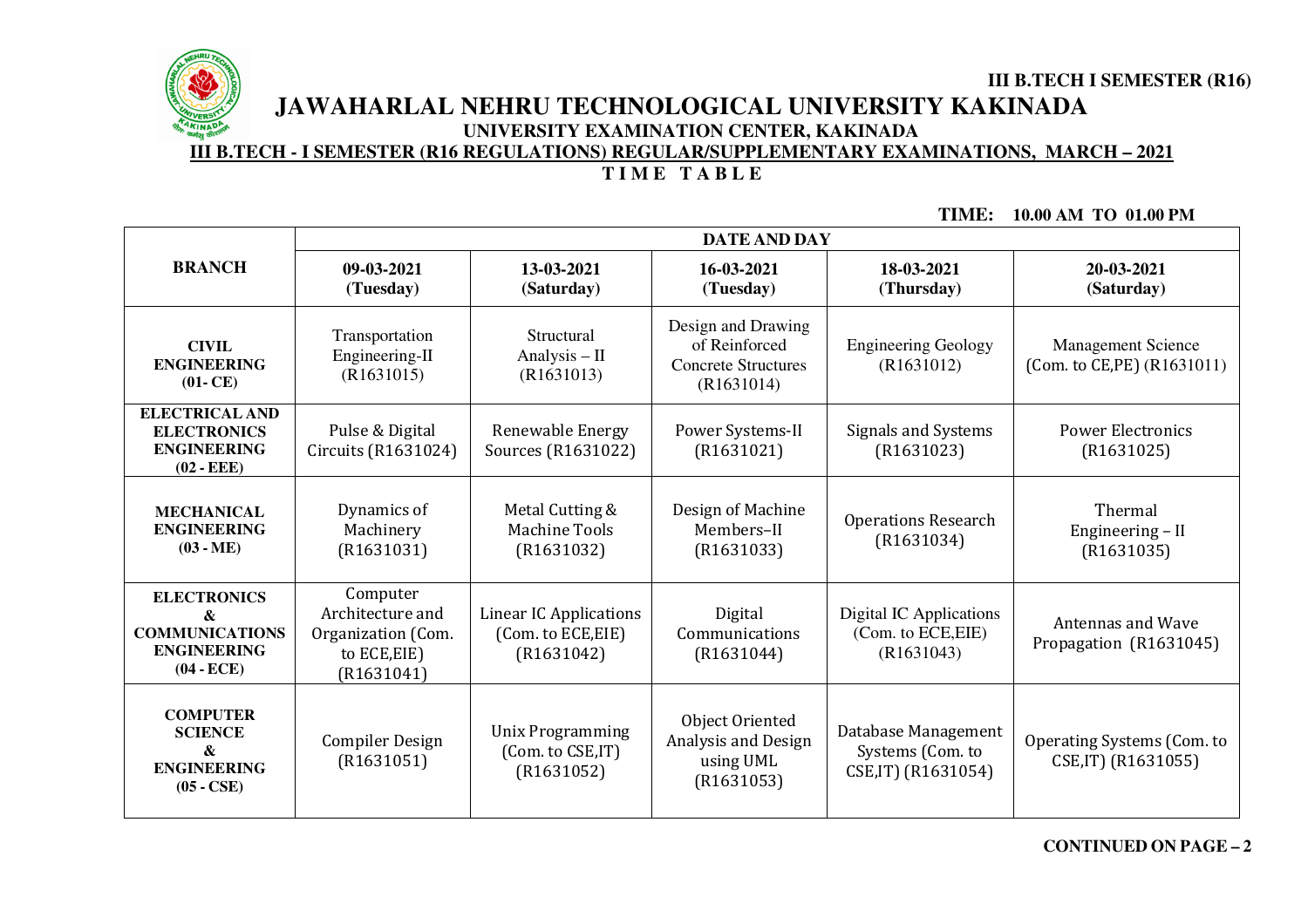III B.TECH I SEMESTER (R16)

# JAWAHARLAL NEHRU TECHNOLOGICAL UNIVERSITY KAKINADA

## UNIVERSITY EXAMINATION CENTER, KAKINADA

## III B.TECH - I SEMESTER (R16 REGULATIONS) REGULAR/SUPPLEMENTARY EXAMINATIONS, MARCH – 2021

## TIME TABLE

**TIME: 10.00 AM TO 01.00 PM**

| BRANCH | DATE AND DAY | | | | |
|---|---|---|---|---|---|
| | **09-03-2021 (Tuesday)** | **13-03-2021 (Saturday)** | **16-03-2021 (Tuesday)** | **18-03-2021 (Thursday)** | **20-03-2021 (Saturday)** |
| **CIVIL ENGINEERING (01- CE)** | Transportation Engineering-II (R1631015) | Structural Analysis – II (R1631013) | Design and Drawing of Reinforced Concrete Structures (R1631014) | Engineering Geology (R1631012) | Management Science (Com. to CE,PE) (R1631011) |
| **ELECTRICAL AND ELECTRONICS ENGINEERING (02 - EEE)** | Pulse & Digital Circuits (R1631024) | Renewable Energy Sources (R1631022) | Power Systems-II (R1631021) | Signals and Systems (R1631023) | Power Electronics (R1631025) |
| **MECHANICAL ENGINEERING (03 - ME)** | Dynamics of Machinery (R1631031) | Metal Cutting & Machine Tools (R1631032) | Design of Machine Members–II (R1631033) | Operations Research (R1631034) | Thermal Engineering – II (R1631035) |
| **ELECTRONICS & COMMUNICATIONS ENGINEERING (04 - ECE)** | Computer Architecture and Organization (Com. to ECE,EIE) (R1631041) | Linear IC Applications (Com. to ECE,EIE) (R1631042) | Digital Communications (R1631044) | Digital IC Applications (Com. to ECE,EIE) (R1631043) | Antennas and Wave Propagation (R1631045) |
| **COMPUTER SCIENCE & ENGINEERING (05 - CSE)** | Compiler Design (R1631051) | Unix Programming (Com. to CSE,IT) (R1631052) | Object Oriented Analysis and Design using UML (R1631053) | Database Management Systems (Com. to CSE,IT) (R1631054) | Operating Systems (Com. to CSE,IT) (R1631055) |

**CONTINUED ON PAGE – 2**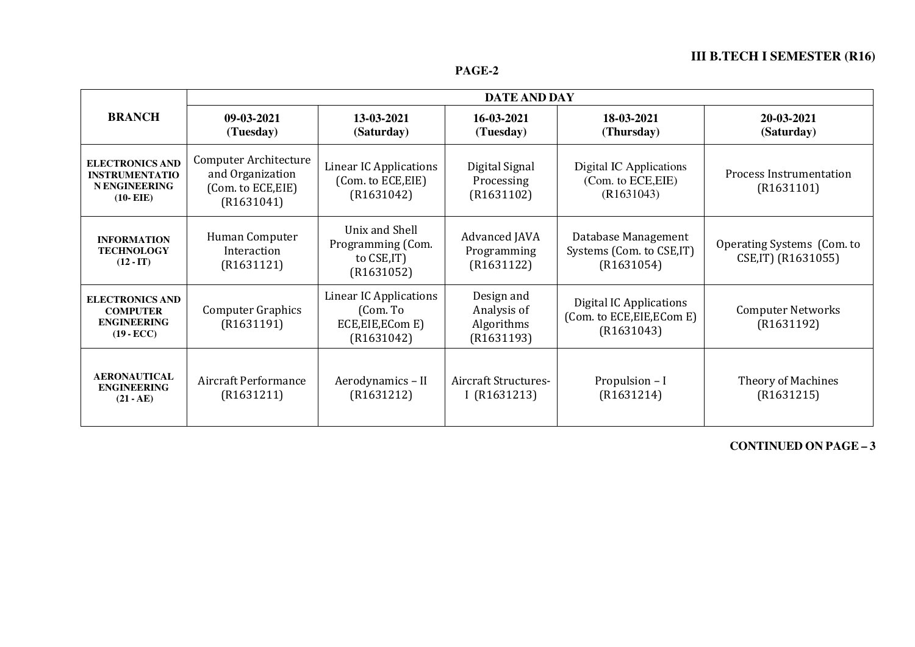**III B.TECH I SEMESTER (R16)**

**PAGE-2**

| BRANCH | DATE AND DAY | | | | |
|---|---|---|---|---|---|
| | **09-03-2021 (Tuesday)** | **13-03-2021 (Saturday)** | **16-03-2021 (Tuesday)** | **18-03-2021 (Thursday)** | **20-03-2021 (Saturday)** |
| **ELECTRONICS AND INSTRUMENTATION ENGINEERING (10- EIE)** | Computer Architecture and Organization (Com. to ECE,EIE) (R1631041) | Linear IC Applications (Com. to ECE,EIE) (R1631042) | Digital Signal Processing (R1631102) | Digital IC Applications (Com. to ECE,EIE) (R1631043) | Process Instrumentation (R1631101) |
| **INFORMATION TECHNOLOGY (12 - IT)** | Human Computer Interaction (R1631121) | Unix and Shell Programming (Com. to CSE,IT) (R1631052) | Advanced JAVA Programming (R1631122) | Database Management Systems (Com. to CSE,IT) (R1631054) | Operating Systems (Com. to CSE,IT) (R1631055) |
| **ELECTRONICS AND COMPUTER ENGINEERING (19 - ECC)** | Computer Graphics (R1631191) | Linear IC Applications (Com. To ECE,EIE,ECom E) (R1631042) | Design and Analysis of Algorithms (R1631193) | Digital IC Applications (Com. to ECE,EIE,ECom E) (R1631043) | Computer Networks (R1631192) |
| **AERONAUTICAL ENGINEERING (21 - AE)** | Aircraft Performance (R1631211) | Aerodynamics – II (R1631212) | Aircraft Structures-I (R1631213) | Propulsion – I (R1631214) | Theory of Machines (R1631215) |

**CONTINUED ON PAGE – 3**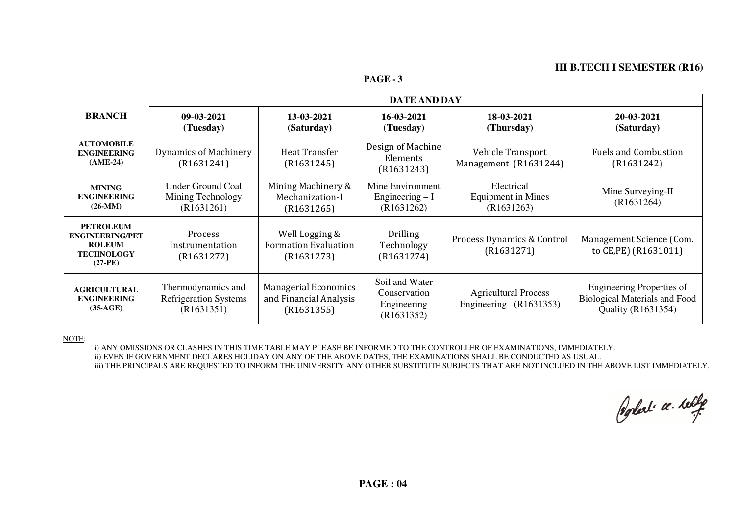## III B.TECH I SEMESTER (R16)

**PAGE - 3**

| BRANCH | DATE AND DAY | | | | |
|---|---|---|---|---|---|
| | **09-03-2021 (Tuesday)** | **13-03-2021 (Saturday)** | **16-03-2021 (Tuesday)** | **18-03-2021 (Thursday)** | **20-03-2021 (Saturday)** |
| **AUTOMOBILE ENGINEERING (AME-24)** | Dynamics of Machinery (R1631241) | Heat Transfer (R1631245) | Design of Machine Elements (R1631243) | Vehicle Transport Management (R1631244) | Fuels and Combustion (R1631242) |
| **MINING ENGINEERING (26-MM)** | Under Ground Coal Mining Technology (R1631261) | Mining Machinery & Mechanization-I (R1631265) | Mine Environment Engineering – I (R1631262) | Electrical Equipment in Mines (R1631263) | Mine Surveying-II (R1631264) |
| **PETROLEUM ENGINEERING/PET ROLEUM TECHNOLOGY (27-PE)** | Process Instrumentation (R1631272) | Well Logging & Formation Evaluation (R1631273) | Drilling Technology (R1631274) | Process Dynamics & Control (R1631271) | Management Science (Com. to CE,PE) (R1631011) |
| **AGRICULTURAL ENGINEERING (35-AGE)** | Thermodynamics and Refrigeration Systems (R1631351) | Managerial Economics and Financial Analysis (R1631355) | Soil and Water Conservation Engineering (R1631352) | Agricultural Process Engineering (R1631353) | Engineering Properties of Biological Materials and Food Quality (R1631354) |

NOTE:

i) ANY OMISSIONS OR CLASHES IN THIS TIME TABLE MAY PLEASE BE INFORMED TO THE CONTROLLER OF EXAMINATIONS, IMMEDIATELY.
ii) EVEN IF GOVERNMENT DECLARES HOLIDAY ON ANY OF THE ABOVE DATES, THE EXAMINATIONS SHALL BE CONDUCTED AS USUAL.
iii) THE PRINCIPALS ARE REQUESTED TO INFORM THE UNIVERSITY ANY OTHER SUBSTITUTE SUBJECTS THAT ARE NOT INCLUED IN THE ABOVE LIST IMMEDIATELY.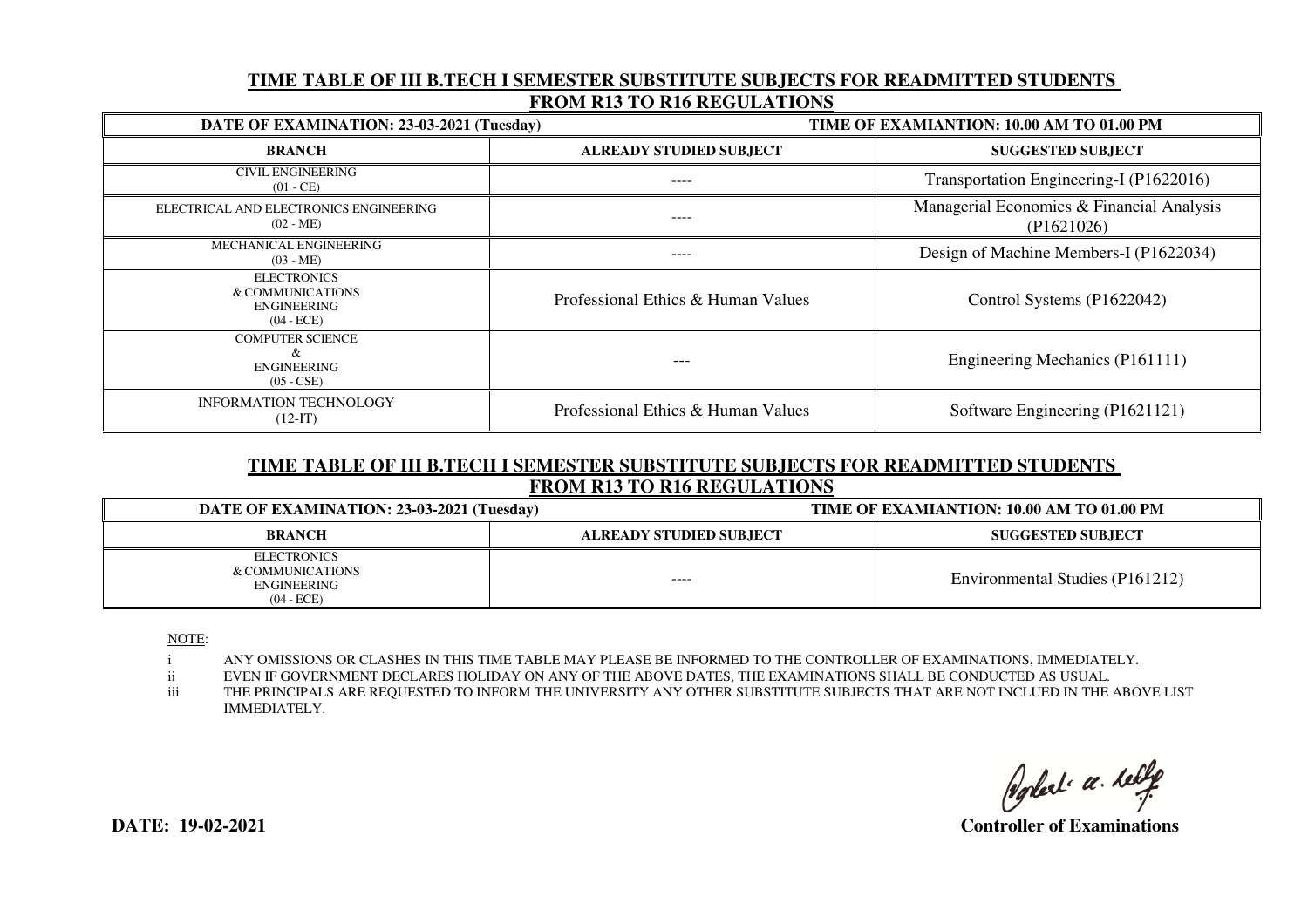## TIME TABLE OF III B.TECH I SEMESTER SUBSTITUTE SUBJECTS FOR READMITTED STUDENTS FROM R13 TO R16 REGULATIONS

| DATE OF EXAMINATION: 23-03-2021 (Tuesday) | | TIME OF EXAMIANTION: 10.00 AM TO 01.00 PM |
|---|---|---|
| **BRANCH** | **ALREADY STUDIED SUBJECT** | **SUGGESTED SUBJECT** |
| CIVIL ENGINEERING (01 - CE) | ---- | Transportation Engineering-I (P1622016) |
| ELECTRICAL AND ELECTRONICS ENGINEERING (02 - ME) | ---- | Managerial Economics & Financial Analysis (P1621026) |
| MECHANICAL ENGINEERING (03 - ME) | ---- | Design of Machine Members-I (P1622034) |
| ELECTRONICS & COMMUNICATIONS ENGINEERING (04 - ECE) | Professional Ethics & Human Values | Control Systems (P1622042) |
| COMPUTER SCIENCE & ENGINEERING (05 - CSE) | --- | Engineering Mechanics (P161111) |
| INFORMATION TECHNOLOGY (12-IT) | Professional Ethics & Human Values | Software Engineering (P1621121) |

## TIME TABLE OF III B.TECH I SEMESTER SUBSTITUTE SUBJECTS FOR READMITTED STUDENTS FROM R13 TO R16 REGULATIONS

| DATE OF EXAMINATION: 23-03-2021 (Tuesday) | | TIME OF EXAMIANTION: 10.00 AM TO 01.00 PM |
|---|---|---|
| **BRANCH** | **ALREADY STUDIED SUBJECT** | **SUGGESTED SUBJECT** |
| ELECTRONICS & COMMUNICATIONS ENGINEERING (04 - ECE) | ---- | Environmental Studies (P161212) |

NOTE:

i. ANY OMISSIONS OR CLASHES IN THIS TIME TABLE MAY PLEASE BE INFORMED TO THE CONTROLLER OF EXAMINATIONS, IMMEDIATELY.

ii. EVEN IF GOVERNMENT DECLARES HOLIDAY ON ANY OF THE ABOVE DATES, THE EXAMINATIONS SHALL BE CONDUCTED AS USUAL.

iii. THE PRINCIPALS ARE REQUESTED TO INFORM THE UNIVERSITY ANY OTHER SUBSTITUTE SUBJECTS THAT ARE NOT INCLUED IN THE ABOVE LIST IMMEDIATELY.

**DATE: 19-02-2021**

**Controller of Examinations**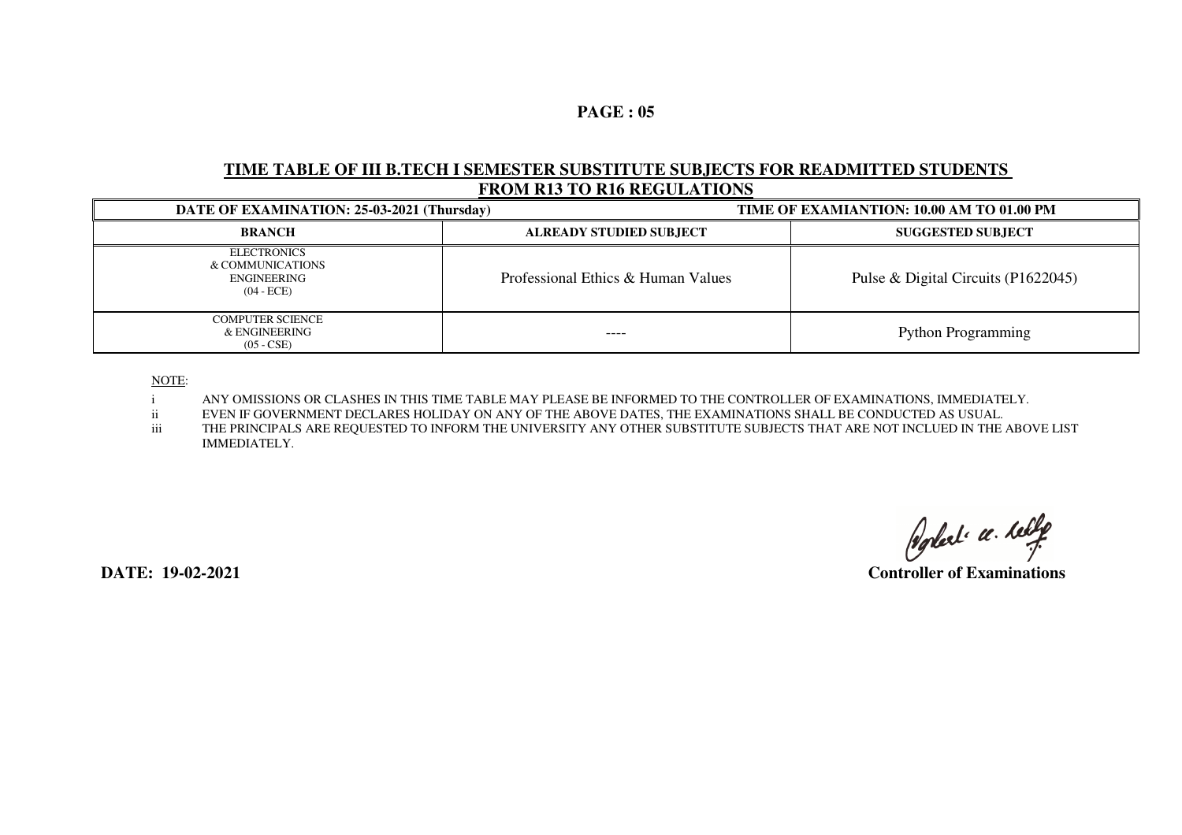## TIME TABLE OF III B.TECH I SEMESTER SUBSTITUTE SUBJECTS FOR READMITTED STUDENTS FROM R13 TO R16 REGULATIONS

| DATE OF EXAMINATION: 25-03-2021 (Thursday) | | TIME OF EXAMIANTION: 10.00 AM TO 01.00 PM |
|---|---|---|
| **BRANCH** | **ALREADY STUDIED SUBJECT** | **SUGGESTED SUBJECT** |
| ELECTRONICS & COMMUNICATIONS ENGINEERING (04 - ECE) | Professional Ethics & Human Values | Pulse & Digital Circuits (P1622045) |
| COMPUTER SCIENCE & ENGINEERING (05 - CSE) | ---- | Python Programming |

NOTE:

i ANY OMISSIONS OR CLASHES IN THIS TIME TABLE MAY PLEASE BE INFORMED TO THE CONTROLLER OF EXAMINATIONS, IMMEDIATELY.

ii EVEN IF GOVERNMENT DECLARES HOLIDAY ON ANY OF THE ABOVE DATES, THE EXAMINATIONS SHALL BE CONDUCTED AS USUAL.

iii THE PRINCIPALS ARE REQUESTED TO INFORM THE UNIVERSITY ANY OTHER SUBSTITUTE SUBJECTS THAT ARE NOT INCLUED IN THE ABOVE LIST IMMEDIATELY.

**DATE: 19-02-2021**

**Controller of Examinations**